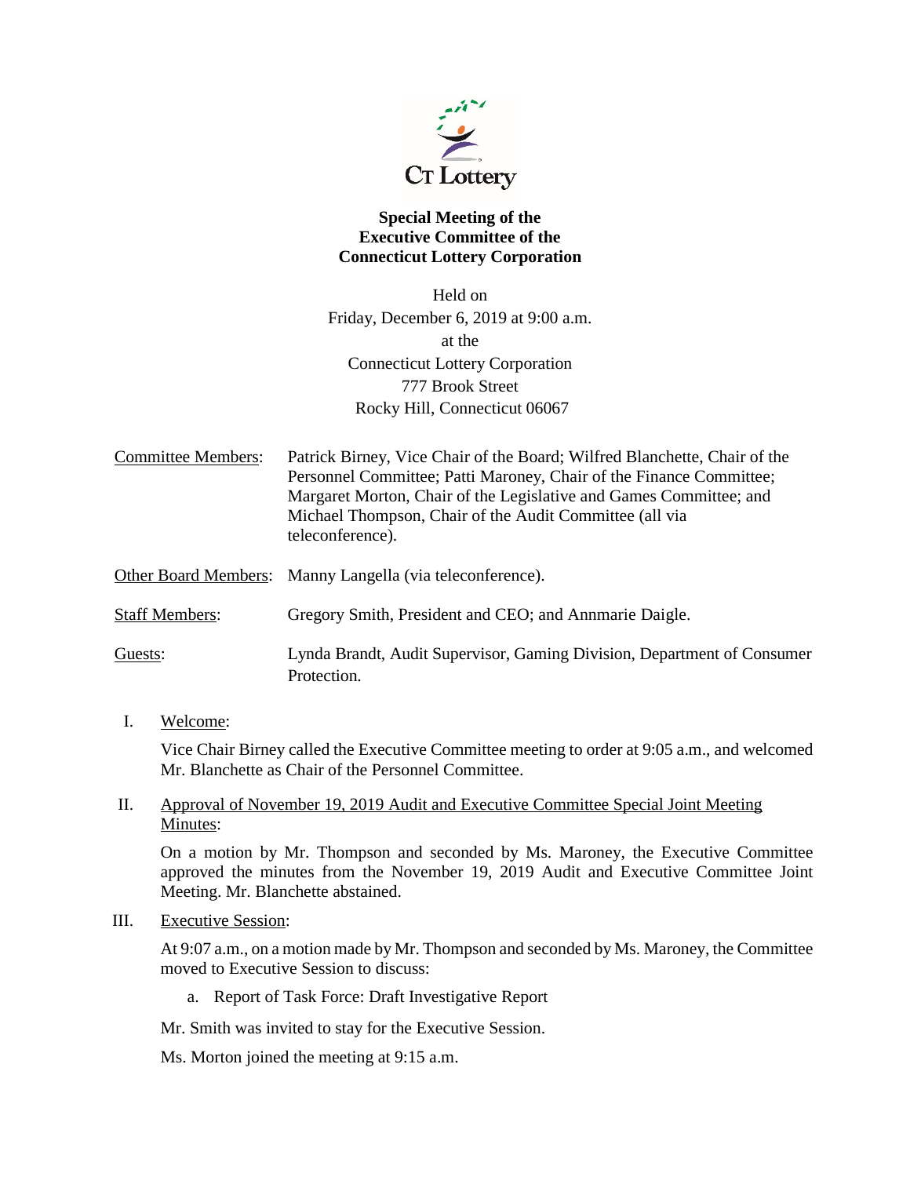CT Lottery

**Special Meeting of the Executive Committee of the Connecticut Lottery Corporation**

Held on
Friday, December 6, 2019 at 9:00 a.m.
at the
Connecticut Lottery Corporation
777 Brook Street
Rocky Hill, Connecticut 06067

Committee Members: Patrick Birney, Vice Chair of the Board; Wilfred Blanchette, Chair of the Personnel Committee; Patti Maroney, Chair of the Finance Committee; Margaret Morton, Chair of the Legislative and Games Committee; and Michael Thompson, Chair of the Audit Committee (all via teleconference).

Other Board Members: Manny Langella (via teleconference).

Staff Members: Gregory Smith, President and CEO; and Annmarie Daigle.

Guests: Lynda Brandt, Audit Supervisor, Gaming Division, Department of Consumer Protection.

I. Welcome:

Vice Chair Birney called the Executive Committee meeting to order at 9:05 a.m., and welcomed Mr. Blanchette as Chair of the Personnel Committee.

II. Approval of November 19, 2019 Audit and Executive Committee Special Joint Meeting Minutes:

On a motion by Mr. Thompson and seconded by Ms. Maroney, the Executive Committee approved the minutes from the November 19, 2019 Audit and Executive Committee Joint Meeting. Mr. Blanchette abstained.

III. Executive Session:

At 9:07 a.m., on a motion made by Mr. Thompson and seconded by Ms. Maroney, the Committee moved to Executive Session to discuss:

a. Report of Task Force: Draft Investigative Report

Mr. Smith was invited to stay for the Executive Session.

Ms. Morton joined the meeting at 9:15 a.m.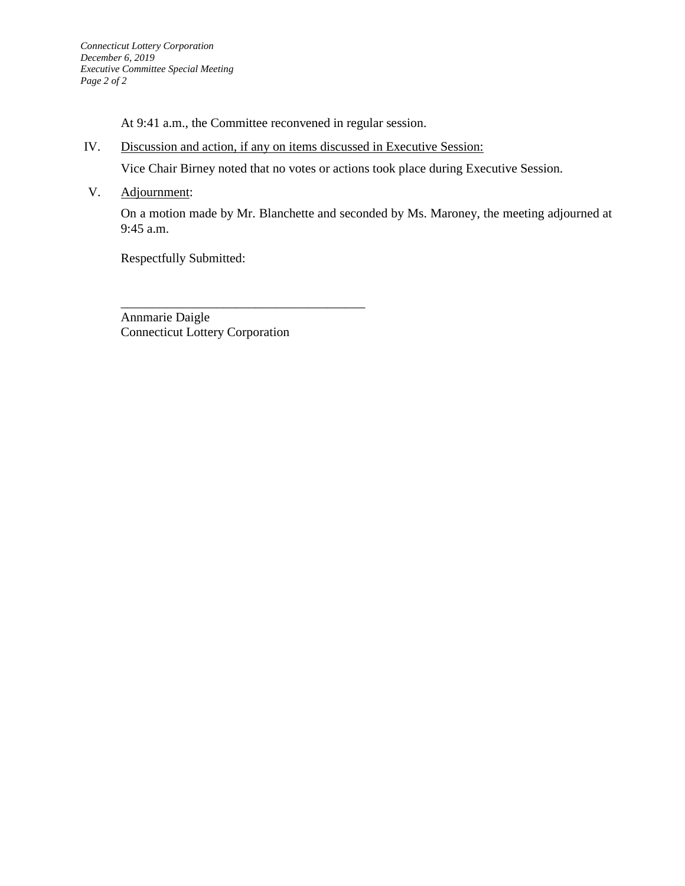At 9:41 a.m., the Committee reconvened in regular session.

IV. Discussion and action, if any on items discussed in Executive Session:

Vice Chair Birney noted that no votes or actions took place during Executive Session.

V. Adjournment:

On a motion made by Mr. Blanchette and seconded by Ms. Maroney, the meeting adjourned at 9:45 a.m.

Respectfully Submitted:

\_\_\_\_\_\_\_\_\_\_\_\_\_\_\_\_\_\_\_\_\_\_\_\_\_\_\_\_\_\_\_\_\_\_\_\_\_\_\_\_

Annmarie Daigle
Connecticut Lottery Corporation